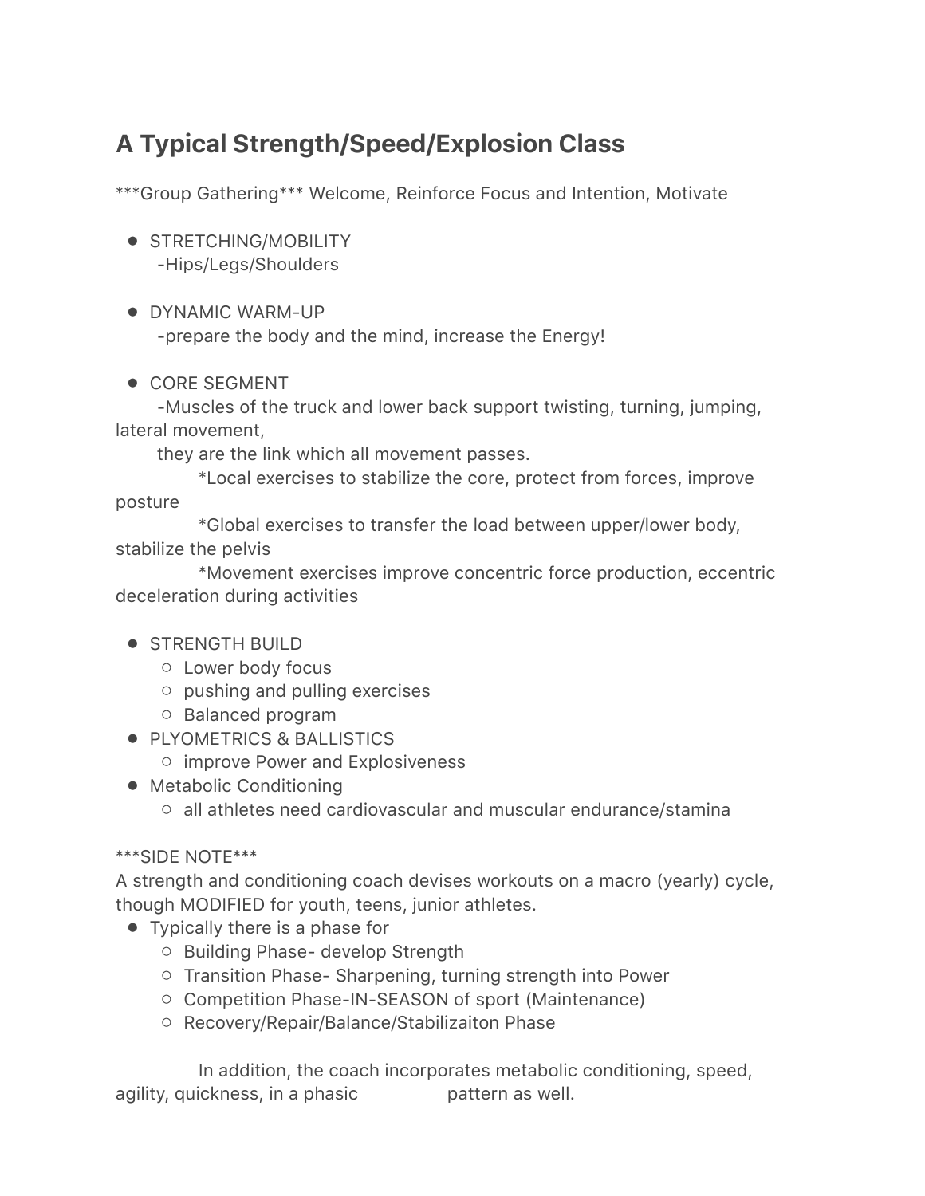# A Typical Strength/Speed/Explosion Class

***Group Gathering*** Welcome, Reinforce Focus and Intention, Motivate

- STRETCHING/MOBILITY
  -Hips/Legs/Shoulders

- DYNAMIC WARM-UP
  -prepare the body and the mind, increase the Energy!

- CORE SEGMENT
  -Muscles of the truck and lower back support twisting, turning, jumping, lateral movement,
  they are the link which all movement passes.
  *Local exercises to stabilize the core, protect from forces, improve posture
  *Global exercises to transfer the load between upper/lower body, stabilize the pelvis
  *Movement exercises improve concentric force production, eccentric deceleration during activities

- STRENGTH BUILD
  - Lower body focus
  - pushing and pulling exercises
  - Balanced program
- PLYOMETRICS & BALLISTICS
  - improve Power and Explosiveness
- Metabolic Conditioning
  - all athletes need cardiovascular and muscular endurance/stamina

***SIDE NOTE***
A strength and conditioning coach devises workouts on a macro (yearly) cycle, though MODIFIED for youth, teens, junior athletes.

- Typically there is a phase for
  - Building Phase- develop Strength
  - Transition Phase- Sharpening, turning strength into Power
  - Competition Phase-IN-SEASON of sport (Maintenance)
  - Recovery/Repair/Balance/Stabilizaiton Phase

In addition, the coach incorporates metabolic conditioning, speed, agility, quickness, in a phasic pattern as well.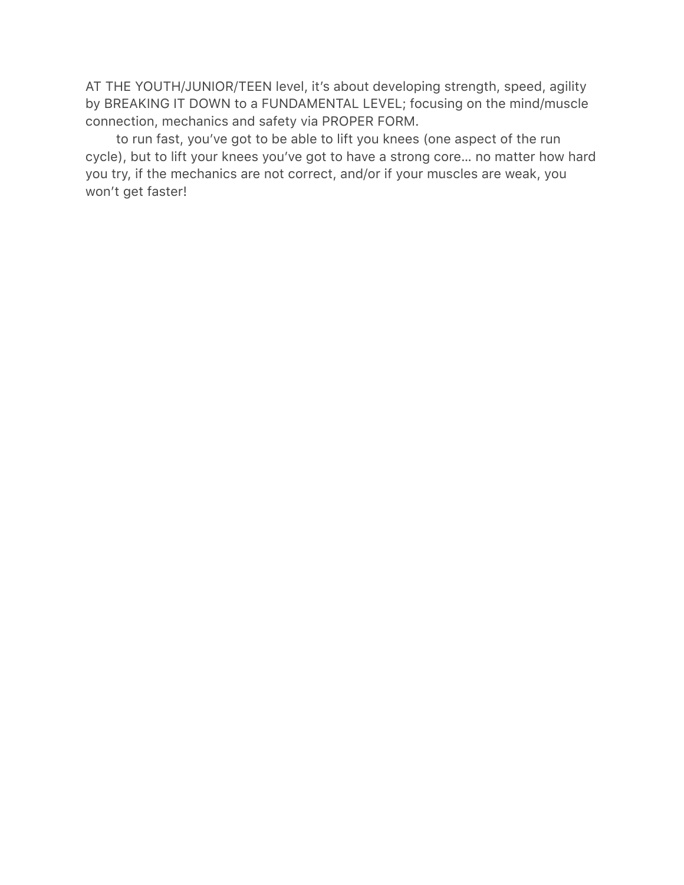AT THE YOUTH/JUNIOR/TEEN level, it's about developing strength, speed, agility by BREAKING IT DOWN to a FUNDAMENTAL LEVEL; focusing on the mind/muscle connection, mechanics and safety via PROPER FORM.

to run fast, you've got to be able to lift you knees (one aspect of the run cycle), but to lift your knees you've got to have a strong core… no matter how hard you try, if the mechanics are not correct, and/or if your muscles are weak, you won't get faster!